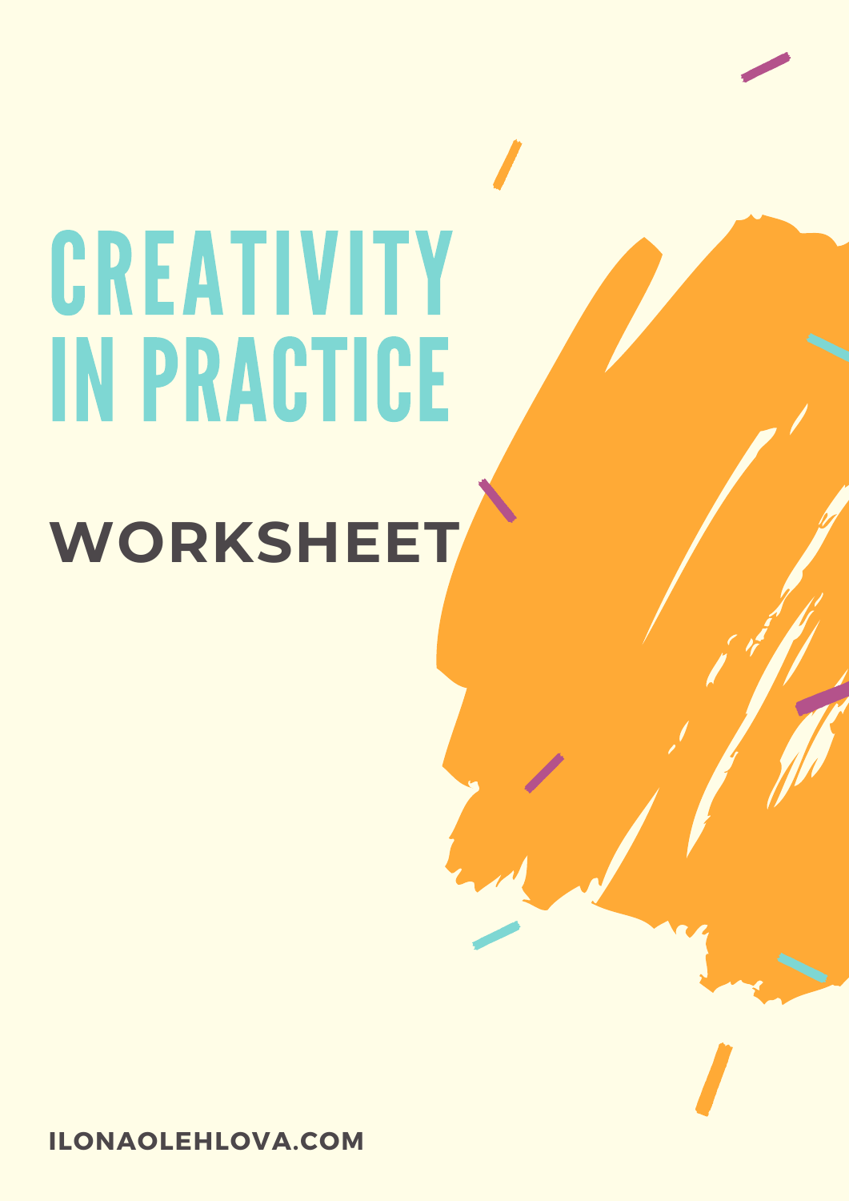# CREATIVITY IN PRACTICE

## WORKSHEET

**ILONAOLEHLOVA.COM**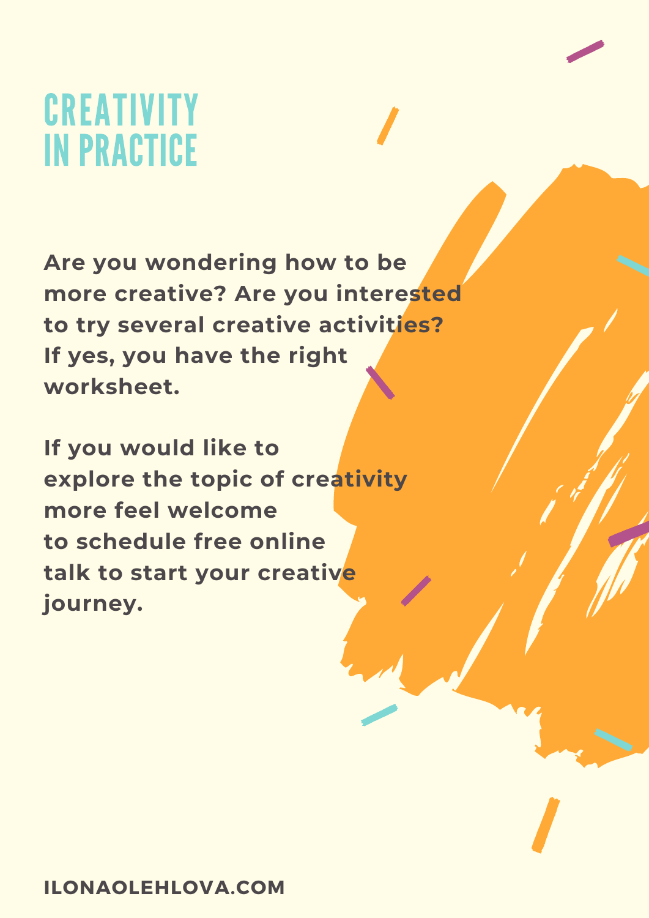# CREATIVITY IN PRACTICE

**Are you wondering how to be more creative? Are you interested to try several creative activities? If yes, you have the right worksheet.**

**If you would like to explore the topic of creativity more feel welcome to schedule free online talk to start your creative journey.**

**ILONAOLEHLOVA.COM**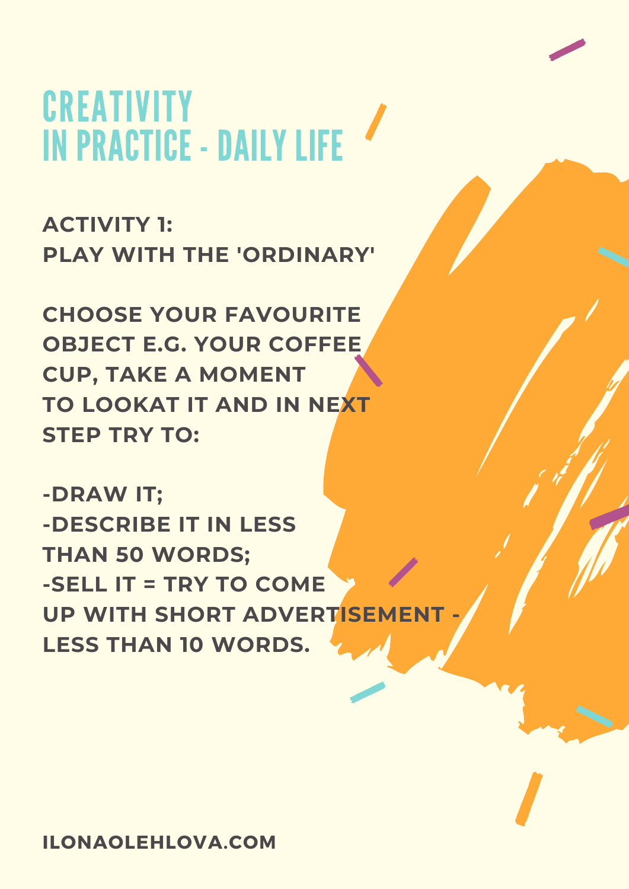# CREATIVITY IN PRACTICE - DAILY LIFE

**ACTIVITY 1:
PLAY WITH THE 'ORDINARY'**

**CHOOSE YOUR FAVOURITE OBJECT E.G. YOUR COFFEE CUP, TAKE A MOMENT TO LOOKAT IT AND IN NEXT STEP TRY TO:**

**-DRAW IT;
-DESCRIBE IT IN LESS THAN 50 WORDS;
-SELL IT = TRY TO COME UP WITH SHORT ADVERTISEMENT - LESS THAN 10 WORDS.**

**ILONAOLEHLOVA.COM**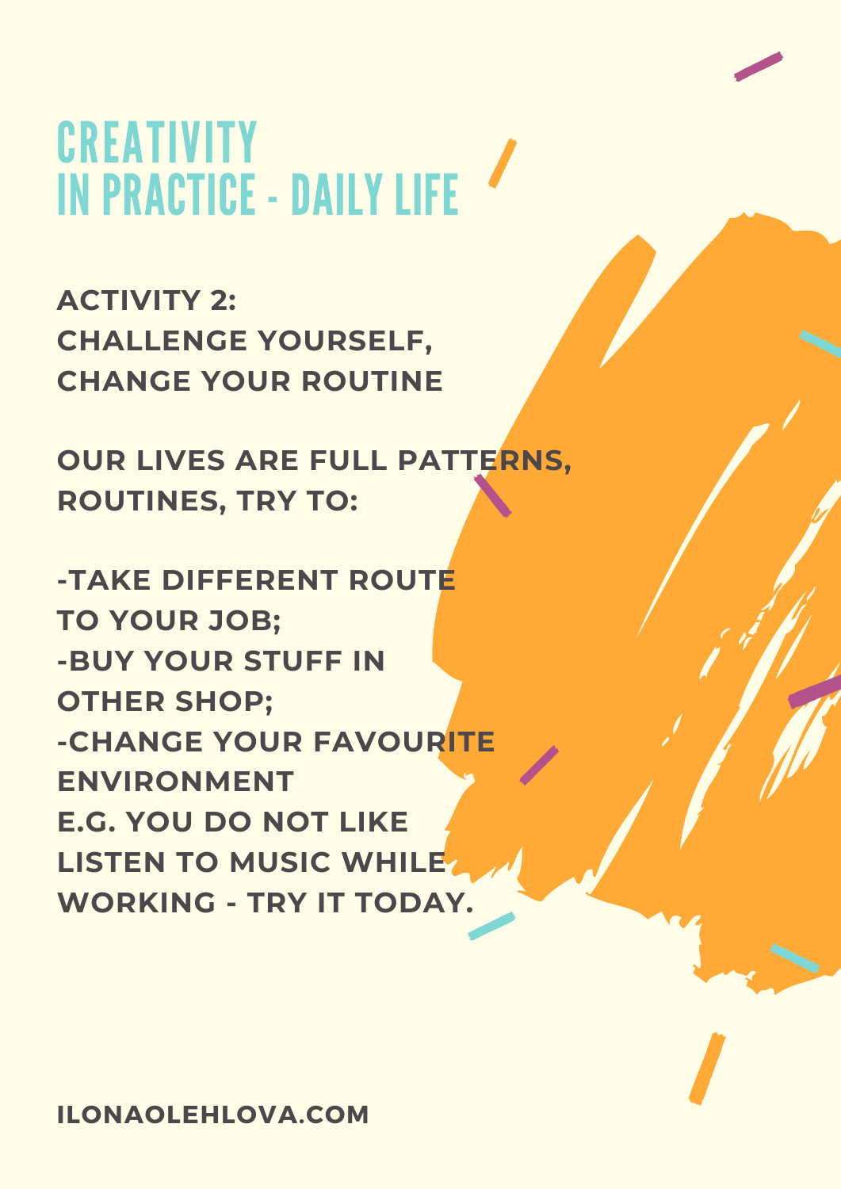# CREATIVITY
# IN PRACTICE - DAILY LIFE

**ACTIVITY 2:**
**CHALLENGE YOURSELF,**
**CHANGE YOUR ROUTINE**

**OUR LIVES ARE FULL PATTERNS, ROUTINES, TRY TO:**

**-TAKE DIFFERENT ROUTE TO YOUR JOB;**
**-BUY YOUR STUFF IN OTHER SHOP;**
**-CHANGE YOUR FAVOURITE ENVIRONMENT E.G. YOU DO NOT LIKE LISTEN TO MUSIC WHILE WORKING - TRY IT TODAY.**

**ILONAOLEHLOVA.COM**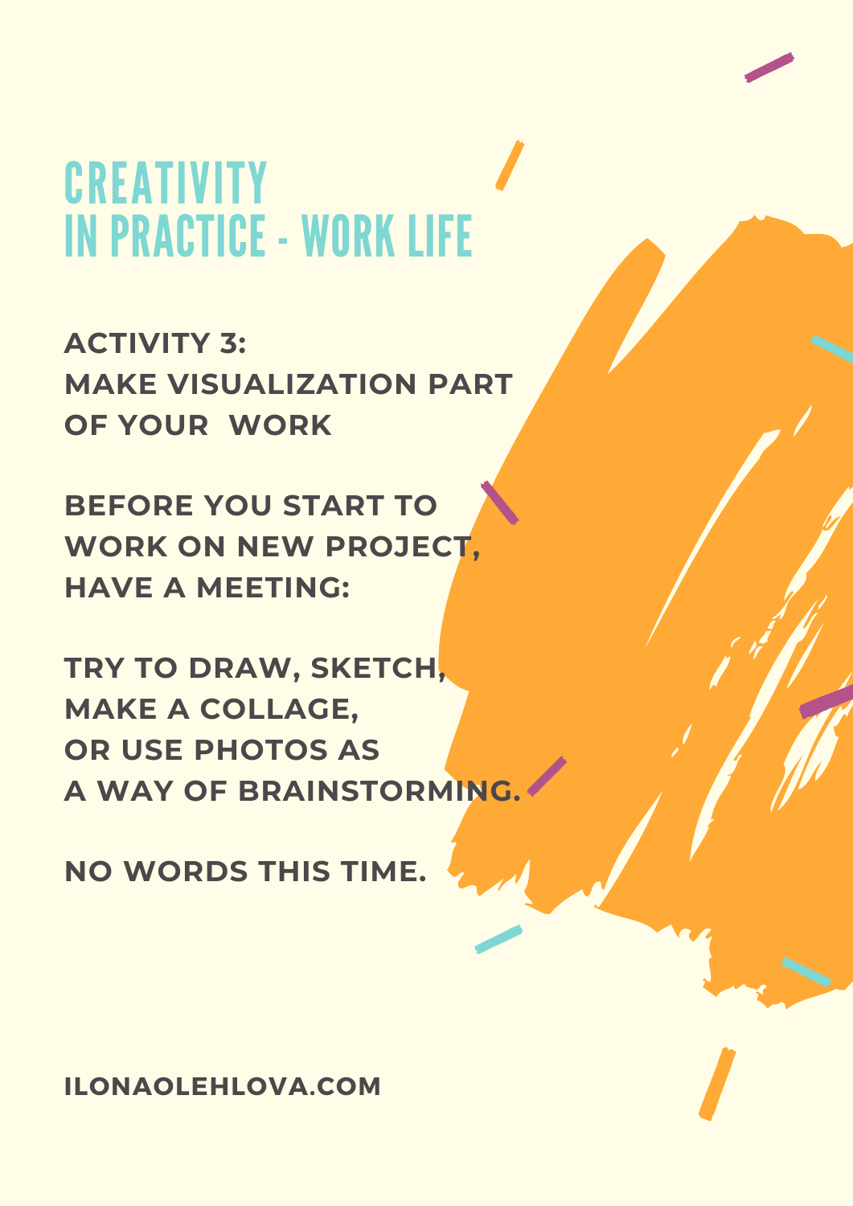# CREATIVITY IN PRACTICE - WORK LIFE

**ACTIVITY 3:**
**MAKE VISUALIZATION PART OF YOUR WORK**

**BEFORE YOU START TO WORK ON NEW PROJECT, HAVE A MEETING:**

**TRY TO DRAW, SKETCH, MAKE A COLLAGE, OR USE PHOTOS AS A WAY OF BRAINSTORMING.**

**NO WORDS THIS TIME.**

**ILONAOLEHLOVA.COM**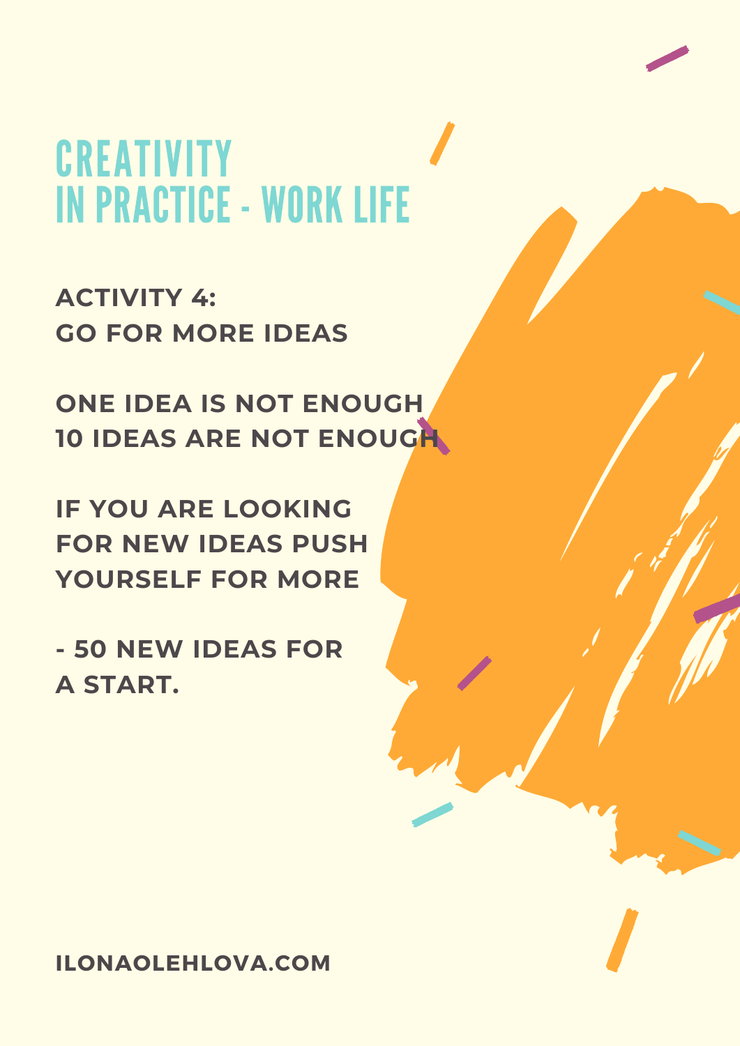# CREATIVITY IN PRACTICE - WORK LIFE

**ACTIVITY 4:**
**GO FOR MORE IDEAS**

**ONE IDEA IS NOT ENOUGH**
**10 IDEAS ARE NOT ENOUGH**

**IF YOU ARE LOOKING FOR NEW IDEAS PUSH YOURSELF FOR MORE**

**- 50 NEW IDEAS FOR A START.**

**ILONAOLEHLOVA.COM**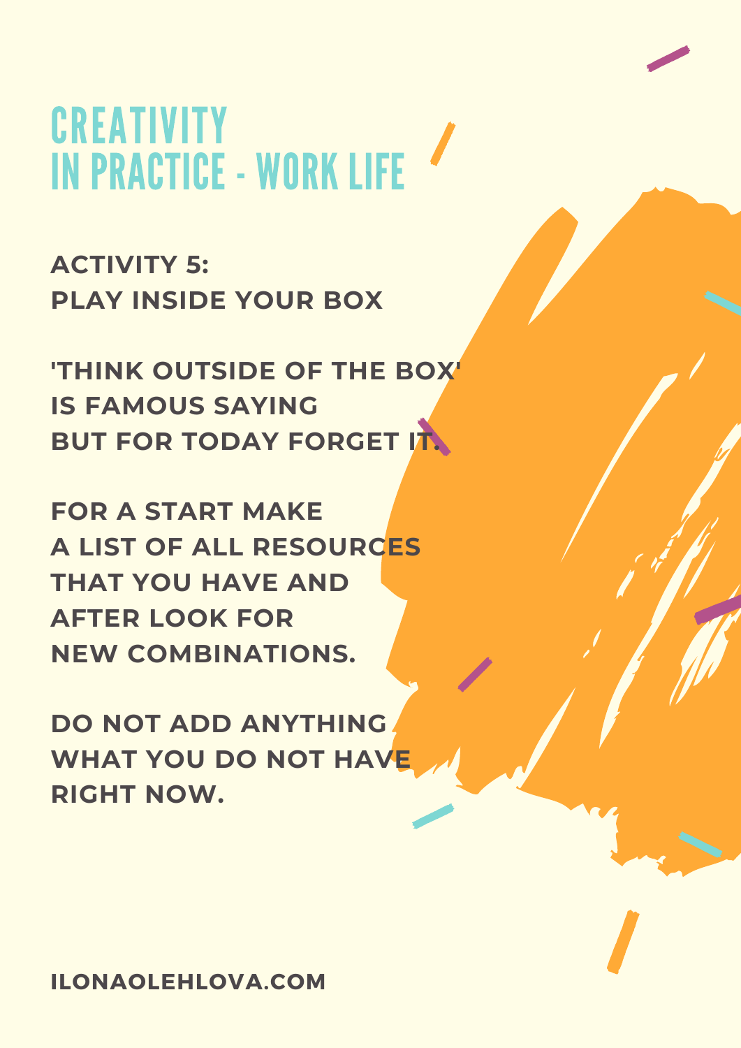# CREATIVITY IN PRACTICE - WORK LIFE

## ACTIVITY 5: PLAY INSIDE YOUR BOX

**'THINK OUTSIDE OF THE BOX' IS FAMOUS SAYING BUT FOR TODAY FORGET IT.**

**FOR A START MAKE A LIST OF ALL RESOURCES THAT YOU HAVE AND AFTER LOOK FOR NEW COMBINATIONS.**

**DO NOT ADD ANYTHING WHAT YOU DO NOT HAVE RIGHT NOW.**

**ILONAOLEHLOVA.COM**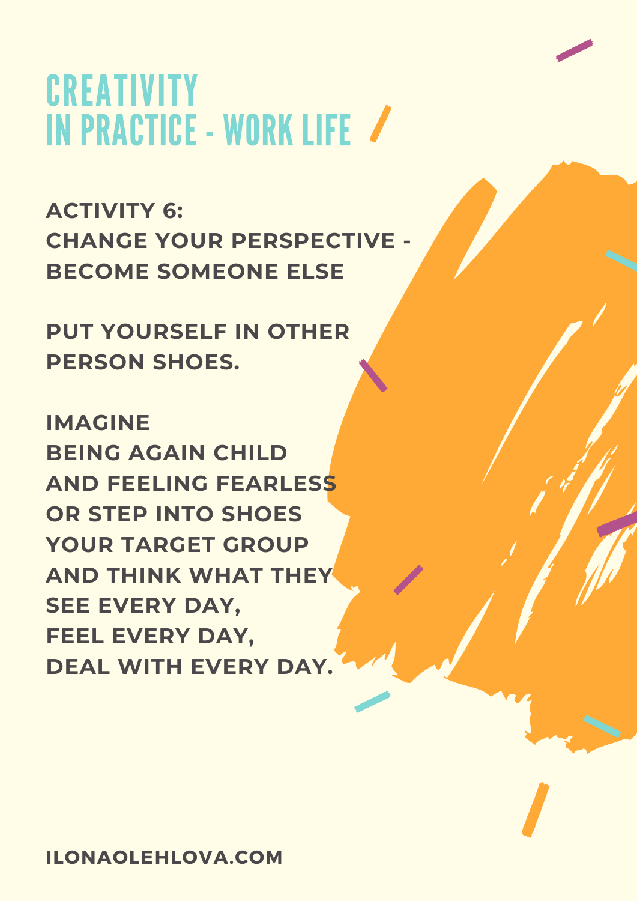# CREATIVITY IN PRACTICE - WORK LIFE

**ACTIVITY 6:**
**CHANGE YOUR PERSPECTIVE - BECOME SOMEONE ELSE**

**PUT YOURSELF IN OTHER PERSON SHOES.**

**IMAGINE**
**BEING AGAIN CHILD**
**AND FEELING FEARLESS**
**OR STEP INTO SHOES**
**YOUR TARGET GROUP**
**AND THINK WHAT THEY**
**SEE EVERY DAY,**
**FEEL EVERY DAY,**
**DEAL WITH EVERY DAY.**

**ILONAOLEHLOVA.COM**